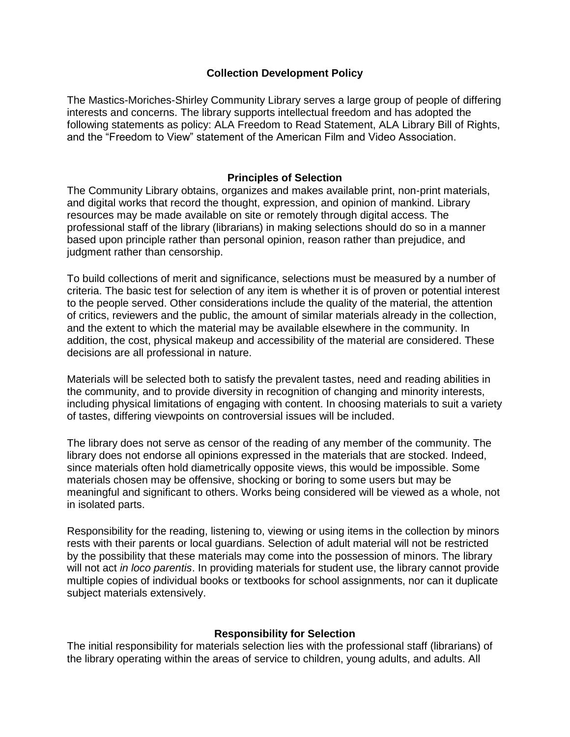# Collection Development Policy

The Mastics-Moriches-Shirley Community Library serves a large group of people of differing interests and concerns. The library supports intellectual freedom and has adopted the following statements as policy: ALA Freedom to Read Statement, ALA Library Bill of Rights, and the "Freedom to View" statement of the American Film and Video Association.

## Principles of Selection

The Community Library obtains, organizes and makes available print, non-print materials, and digital works that record the thought, expression, and opinion of mankind. Library resources may be made available on site or remotely through digital access. The professional staff of the library (librarians) in making selections should do so in a manner based upon principle rather than personal opinion, reason rather than prejudice, and judgment rather than censorship.

To build collections of merit and significance, selections must be measured by a number of criteria. The basic test for selection of any item is whether it is of proven or potential interest to the people served. Other considerations include the quality of the material, the attention of critics, reviewers and the public, the amount of similar materials already in the collection, and the extent to which the material may be available elsewhere in the community. In addition, the cost, physical makeup and accessibility of the material are considered. These decisions are all professional in nature.

Materials will be selected both to satisfy the prevalent tastes, need and reading abilities in the community, and to provide diversity in recognition of changing and minority interests, including physical limitations of engaging with content. In choosing materials to suit a variety of tastes, differing viewpoints on controversial issues will be included.

The library does not serve as censor of the reading of any member of the community. The library does not endorse all opinions expressed in the materials that are stocked. Indeed, since materials often hold diametrically opposite views, this would be impossible. Some materials chosen may be offensive, shocking or boring to some users but may be meaningful and significant to others. Works being considered will be viewed as a whole, not in isolated parts.

Responsibility for the reading, listening to, viewing or using items in the collection by minors rests with their parents or local guardians. Selection of adult material will not be restricted by the possibility that these materials may come into the possession of minors. The library will not act *in loco parentis*. In providing materials for student use, the library cannot provide multiple copies of individual books or textbooks for school assignments, nor can it duplicate subject materials extensively.

## Responsibility for Selection

The initial responsibility for materials selection lies with the professional staff (librarians) of the library operating within the areas of service to children, young adults, and adults. All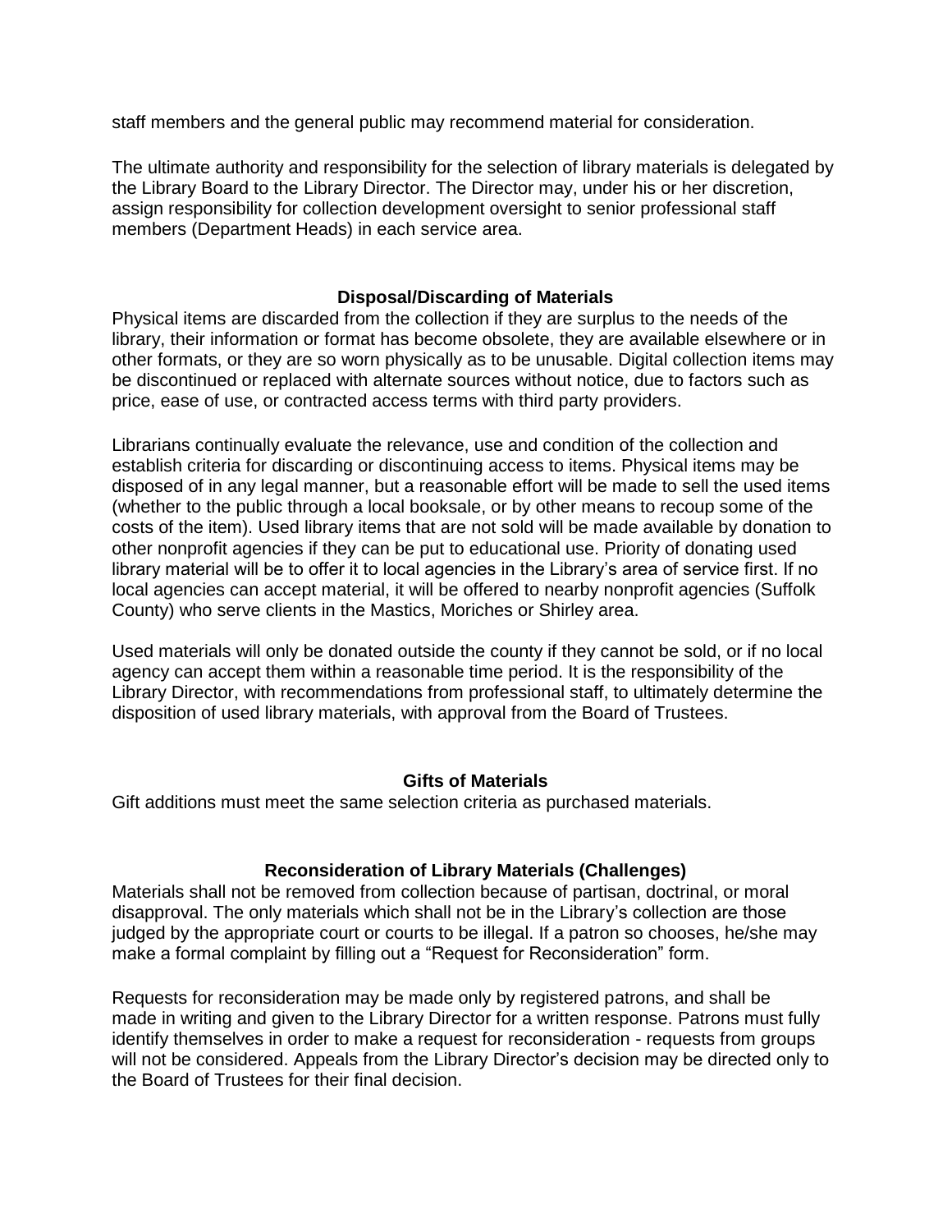staff members and the general public may recommend material for consideration.

The ultimate authority and responsibility for the selection of library materials is delegated by the Library Board to the Library Director. The Director may, under his or her discretion, assign responsibility for collection development oversight to senior professional staff members (Department Heads) in each service area.

## Disposal/Discarding of Materials

Physical items are discarded from the collection if they are surplus to the needs of the library, their information or format has become obsolete, they are available elsewhere or in other formats, or they are so worn physically as to be unusable. Digital collection items may be discontinued or replaced with alternate sources without notice, due to factors such as price, ease of use, or contracted access terms with third party providers.

Librarians continually evaluate the relevance, use and condition of the collection and establish criteria for discarding or discontinuing access to items. Physical items may be disposed of in any legal manner, but a reasonable effort will be made to sell the used items (whether to the public through a local booksale, or by other means to recoup some of the costs of the item). Used library items that are not sold will be made available by donation to other nonprofit agencies if they can be put to educational use. Priority of donating used library material will be to offer it to local agencies in the Library's area of service first. If no local agencies can accept material, it will be offered to nearby nonprofit agencies (Suffolk County) who serve clients in the Mastics, Moriches or Shirley area.

Used materials will only be donated outside the county if they cannot be sold, or if no local agency can accept them within a reasonable time period. It is the responsibility of the Library Director, with recommendations from professional staff, to ultimately determine the disposition of used library materials, with approval from the Board of Trustees.

## Gifts of Materials

Gift additions must meet the same selection criteria as purchased materials.

## Reconsideration of Library Materials (Challenges)

Materials shall not be removed from collection because of partisan, doctrinal, or moral disapproval. The only materials which shall not be in the Library's collection are those judged by the appropriate court or courts to be illegal. If a patron so chooses, he/she may make a formal complaint by filling out a "Request for Reconsideration" form.

Requests for reconsideration may be made only by registered patrons, and shall be made in writing and given to the Library Director for a written response. Patrons must fully identify themselves in order to make a request for reconsideration - requests from groups will not be considered. Appeals from the Library Director's decision may be directed only to the Board of Trustees for their final decision.